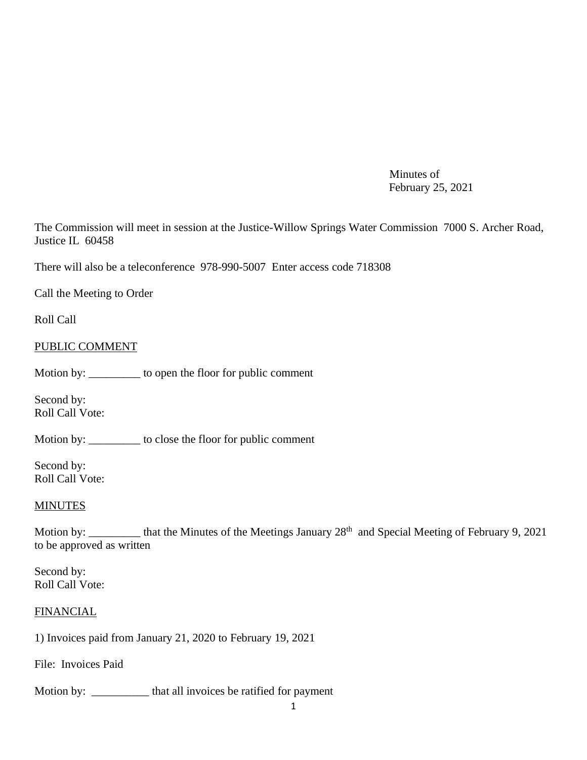Minutes of
February 25, 2021

The Commission will meet in session at the Justice-Willow Springs Water Commission 7000 S. Archer Road, Justice IL 60458

There will also be a teleconference 978-990-5007 Enter access code 718308

Call the Meeting to Order

Roll Call

PUBLIC COMMENT

Motion by: _________ to open the floor for public comment

Second by:
Roll Call Vote:

Motion by: _________ to close the floor for public comment

Second by:
Roll Call Vote:

MINUTES

Motion by: _________ that the Minutes of the Meetings January 28th and Special Meeting of February 9, 2021 to be approved as written

Second by:
Roll Call Vote:

FINANCIAL

1) Invoices paid from January 21, 2020 to February 19, 2021

File: Invoices Paid

Motion by: __________ that all invoices be ratified for payment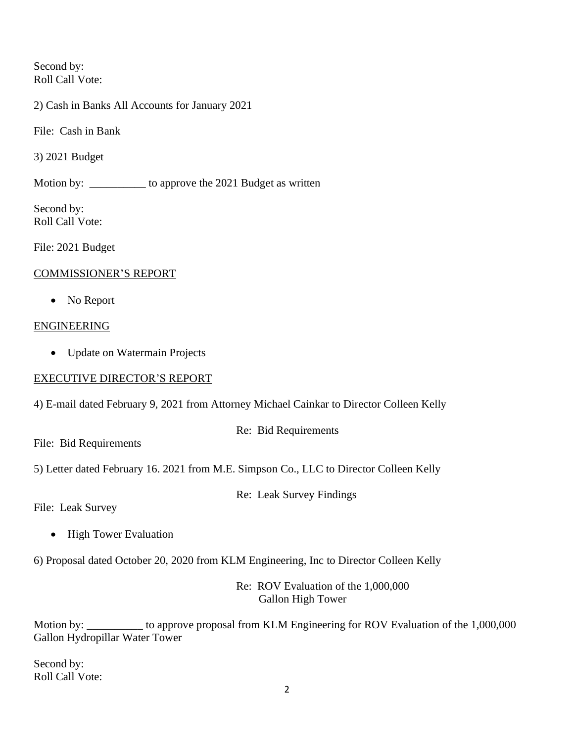Second by:
Roll Call Vote:

2) Cash in Banks All Accounts for January 2021

File: Cash in Bank

3) 2021 Budget

Motion by: __________ to approve the 2021 Budget as written

Second by:
Roll Call Vote:

File: 2021 Budget

COMMISSIONER'S REPORT

- No Report

ENGINEERING

- Update on Watermain Projects

EXECUTIVE DIRECTOR'S REPORT

4) E-mail dated February 9, 2021 from Attorney Michael Cainkar to Director Colleen Kelly

Re: Bid Requirements

File: Bid Requirements

5) Letter dated February 16. 2021 from M.E. Simpson Co., LLC to Director Colleen Kelly

Re: Leak Survey Findings

File: Leak Survey

- High Tower Evaluation

6) Proposal dated October 20, 2020 from KLM Engineering, Inc to Director Colleen Kelly

Re: ROV Evaluation of the 1,000,000 Gallon High Tower

Motion by: __________ to approve proposal from KLM Engineering for ROV Evaluation of the 1,000,000 Gallon Hydropillar Water Tower

Second by:
Roll Call Vote: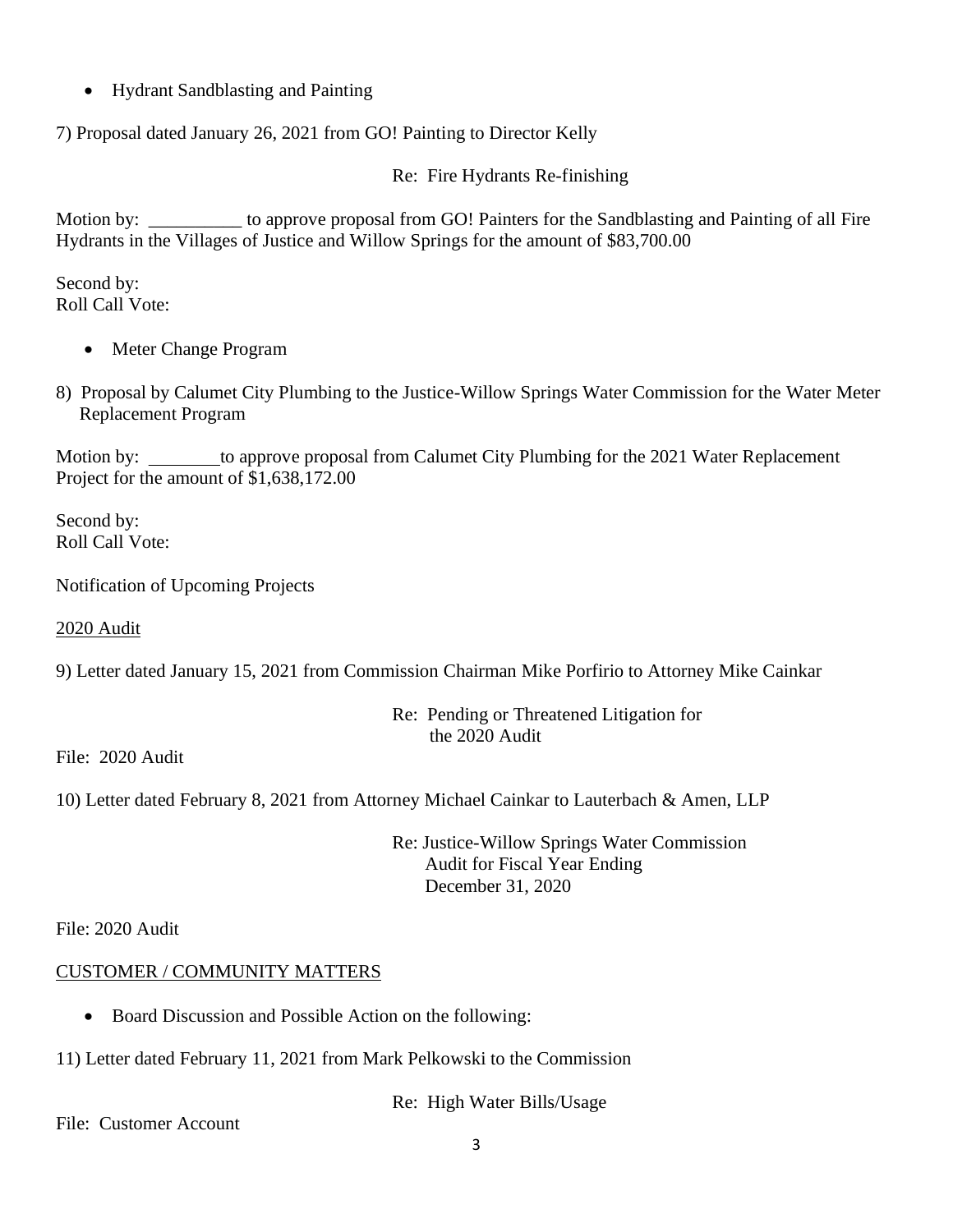- Hydrant Sandblasting and Painting

7) Proposal dated January 26, 2021 from GO! Painting to Director Kelly

Re: Fire Hydrants Re-finishing

Motion by: __________ to approve proposal from GO! Painters for the Sandblasting and Painting of all Fire Hydrants in the Villages of Justice and Willow Springs for the amount of $83,700.00

Second by:
Roll Call Vote:

- Meter Change Program

8) Proposal by Calumet City Plumbing to the Justice-Willow Springs Water Commission for the Water Meter Replacement Program

Motion by: ________to approve proposal from Calumet City Plumbing for the 2021 Water Replacement Project for the amount of $1,638,172.00

Second by:
Roll Call Vote:

Notification of Upcoming Projects

2020 Audit

9) Letter dated January 15, 2021 from Commission Chairman Mike Porfirio to Attorney Mike Cainkar

Re: Pending or Threatened Litigation for the 2020 Audit

File: 2020 Audit

10) Letter dated February 8, 2021 from Attorney Michael Cainkar to Lauterbach & Amen, LLP

Re: Justice-Willow Springs Water Commission Audit for Fiscal Year Ending December 31, 2020

File: 2020 Audit

CUSTOMER / COMMUNITY MATTERS

- Board Discussion and Possible Action on the following:

11) Letter dated February 11, 2021 from Mark Pelkowski to the Commission

Re: High Water Bills/Usage

File: Customer Account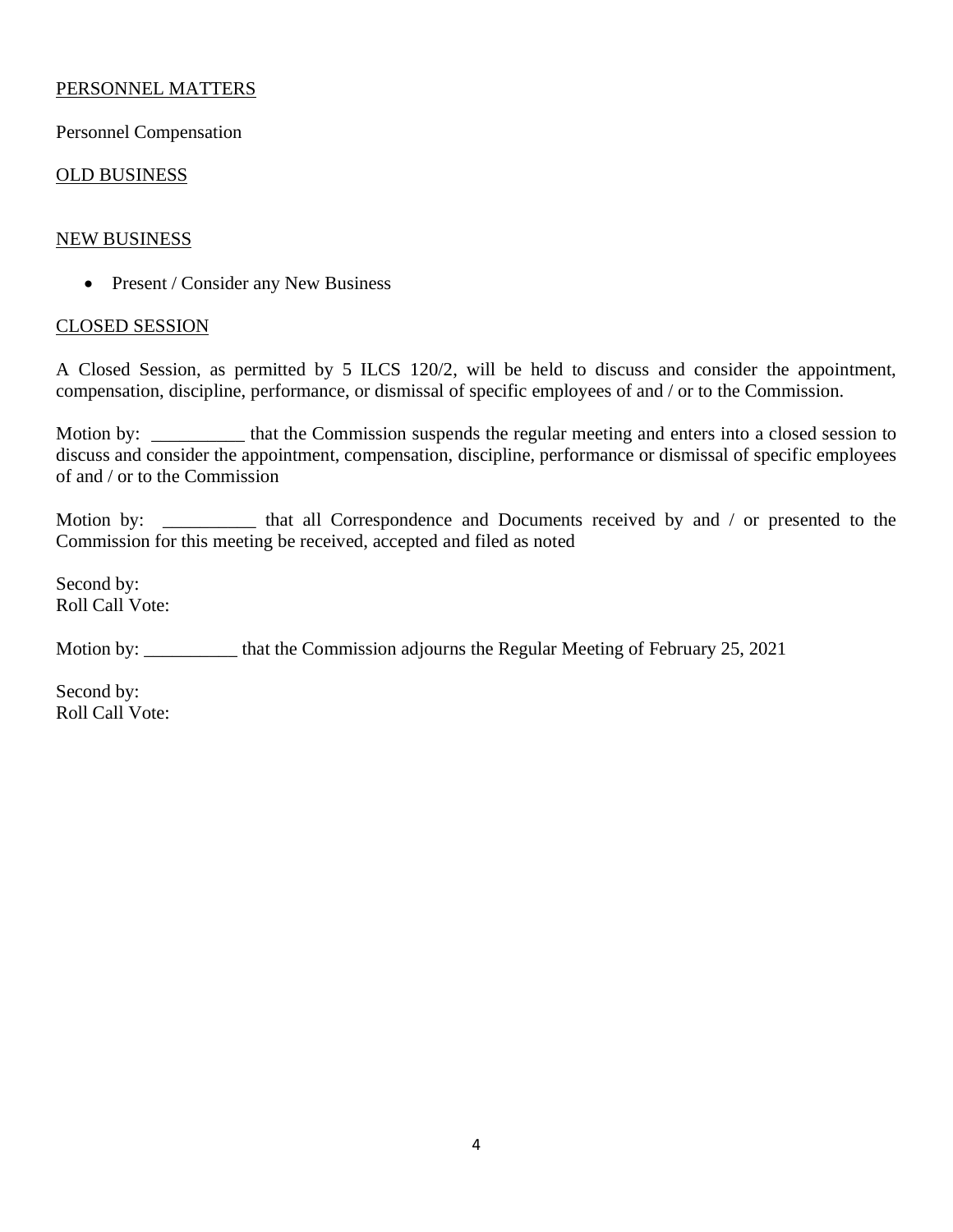PERSONNEL MATTERS

Personnel Compensation

OLD BUSINESS

NEW BUSINESS

- Present / Consider any New Business

CLOSED SESSION

A Closed Session, as permitted by 5 ILCS 120/2, will be held to discuss and consider the appointment, compensation, discipline, performance, or dismissal of specific employees of and / or to the Commission.

Motion by: __________ that the Commission suspends the regular meeting and enters into a closed session to discuss and consider the appointment, compensation, discipline, performance or dismissal of specific employees of and / or to the Commission

Motion by: __________ that all Correspondence and Documents received by and / or presented to the Commission for this meeting be received, accepted and filed as noted

Second by:
Roll Call Vote:

Motion by: __________ that the Commission adjourns the Regular Meeting of February 25, 2021

Second by:
Roll Call Vote: